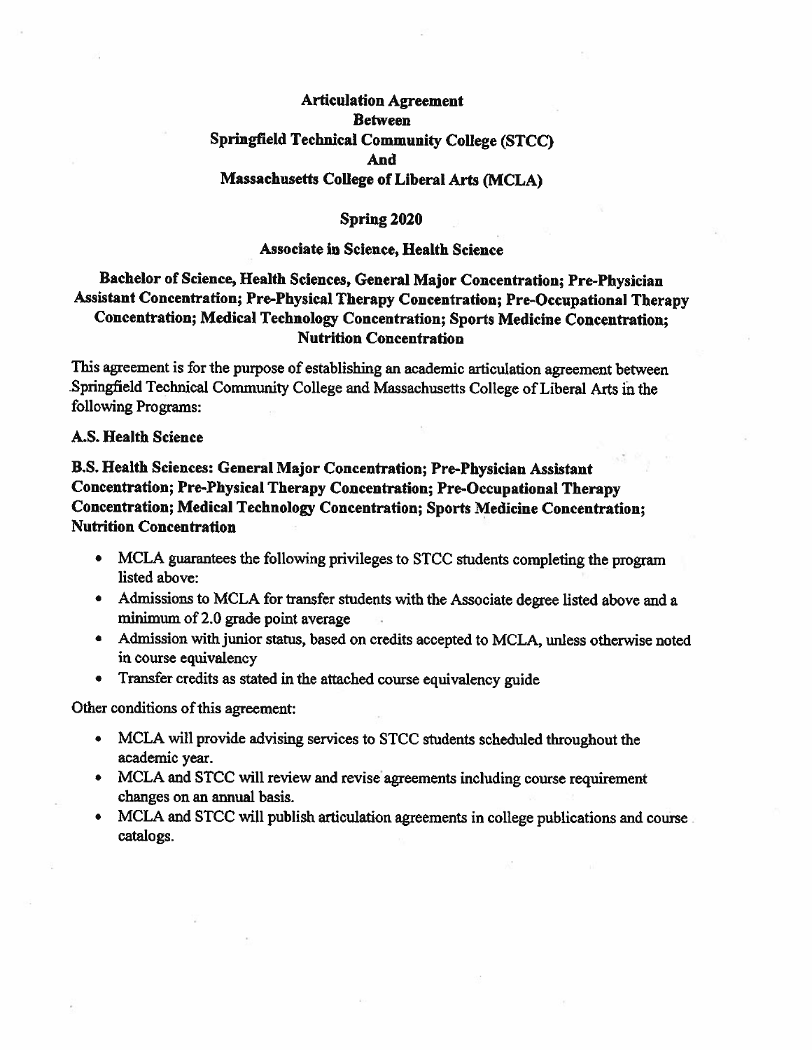# Articulation Agreement
# Between
# Springfield Technical Community College (STCC)
# And
# Massachusetts College of Liberal Arts (MCLA)

## Spring 2020

## Associate in Science, Health Science

## Bachelor of Science, Health Sciences, General Major Concentration; Pre-Physician Assistant Concentration; Pre-Physical Therapy Concentration; Pre-Occupational Therapy Concentration; Medical Technology Concentration; Sports Medicine Concentration; Nutrition Concentration

This agreement is for the purpose of establishing an academic articulation agreement between Springfield Technical Community College and Massachusetts College of Liberal Arts in the following Programs:

**A.S. Health Science**

**B.S. Health Sciences: General Major Concentration; Pre-Physician Assistant Concentration; Pre-Physical Therapy Concentration; Pre-Occupational Therapy Concentration; Medical Technology Concentration; Sports Medicine Concentration; Nutrition Concentration**

- MCLA guarantees the following privileges to STCC students completing the program listed above:
- Admissions to MCLA for transfer students with the Associate degree listed above and a minimum of 2.0 grade point average
- Admission with junior status, based on credits accepted to MCLA, unless otherwise noted in course equivalency
- Transfer credits as stated in the attached course equivalency guide

Other conditions of this agreement:

- MCLA will provide advising services to STCC students scheduled throughout the academic year.
- MCLA and STCC will review and revise agreements including course requirement changes on an annual basis.
- MCLA and STCC will publish articulation agreements in college publications and course catalogs.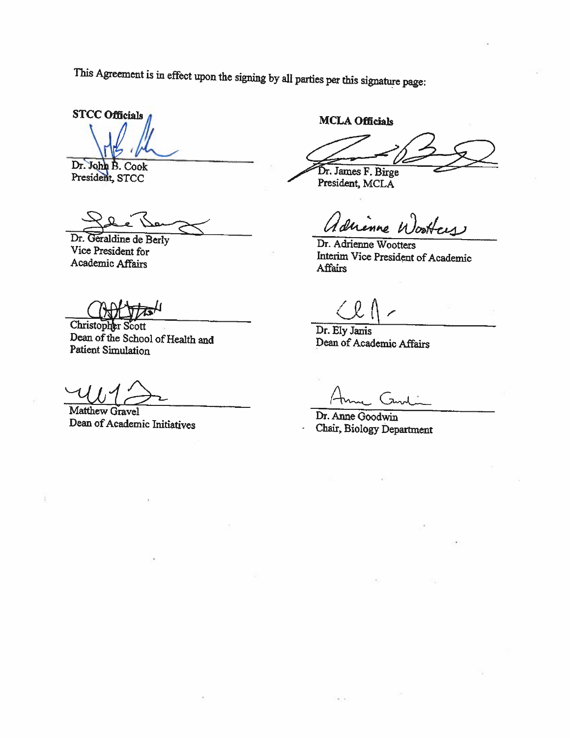This Agreement is in effect upon the signing by all parties per this signature page:

**STCC Officials**

Dr. John B. Cook
President, STCC

Dr. Geraldine de Berly
Vice President for Academic Affairs

Christopher Scott
Dean of the School of Health and Patient Simulation

Matthew Gravel
Dean of Academic Initiatives

**MCLA Officials**

Dr. James F. Birge
President, MCLA

Dr. Adrienne Wootters
Interim Vice President of Academic Affairs

Dr. Ely Janis
Dean of Academic Affairs

Dr. Anne Goodwin
Chair, Biology Department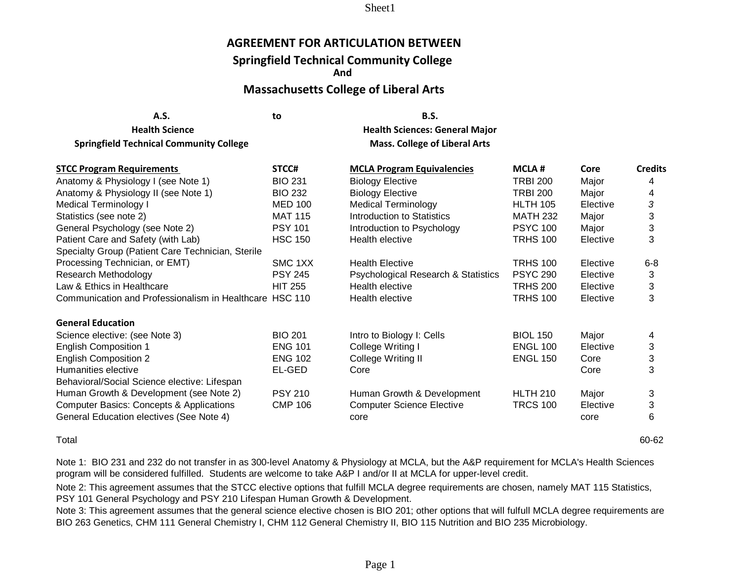# AGREEMENT FOR ARTICULATION BETWEEN

## Springfield Technical Community College

**And**

## Massachusetts College of Liberal Arts

| A.S. | to | B.S. |
|---|---|---|
| Health Science | | Health Sciences: General Major |
| Springfield Technical Community College | | Mass. College of Liberal Arts |

| STCC Program Requirements | STCC# | MCLA Program Equivalencies | MCLA # | Core | Credits |
|---|---|---|---|---|---|
| Anatomy & Physiology I (see Note 1) | BIO 231 | Biology Elective | TRBI 200 | Major | 4 |
| Anatomy & Physiology II (see Note 1) | BIO 232 | Biology Elective | TRBI 200 | Major | 4 |
| Medical Terminology I | MED 100 | Medical Terminology | HLTH 105 | Elective | *3* |
| Statistics (see note 2) | MAT 115 | Introduction to Statistics | MATH 232 | Major | 3 |
| General Psychology (see Note 2) | PSY 101 | Introduction to Psychology | PSYC 100 | Major | 3 |
| Patient Care and Safety (with Lab) | HSC 150 | Health elective | TRHS 100 | Elective | 3 |
| Specialty Group (Patient Care Technician, Sterile Processing Technician, or EMT) | SMC 1XX | Health Elective | TRHS 100 | Elective | 6-8 |
| Research Methodology | PSY 245 | Psychological Research & Statistics | PSYC 290 | Elective | 3 |
| Law & Ethics in Healthcare | HIT 255 | Health elective | TRHS 200 | Elective | 3 |
| Communication and Professionalism in Healthcare | HSC 110 | Health elective | TRHS 100 | Elective | 3 |
| **General Education** | | | | | |
| Science elective: (see Note 3) | BIO 201 | Intro to Biology I: Cells | BIOL 150 | Major | 4 |
| English Composition 1 | ENG 101 | College Writing I | ENGL 100 | Elective | 3 |
| English Composition 2 | ENG 102 | College Writing II | ENGL 150 | Core | 3 |
| Humanities elective | EL-GED | Core | | Core | 3 |
| Behavioral/Social Science elective: Lifespan Human Growth & Development (see Note 2) | PSY 210 | Human Growth & Development | HLTH 210 | Major | 3 |
| Computer Basics: Concepts & Applications | CMP 106 | Computer Science Elective | TRCS 100 | Elective | 3 |
| General Education electives (See Note 4) | | core | | core | 6 |
| Total | | | | | 60-62 |

Note 1: BIO 231 and 232 do not transfer in as 300-level Anatomy & Physiology at MCLA, but the A&P requirement for MCLA's Health Sciences program will be considered fulfilled. Students are welcome to take A&P I and/or II at MCLA for upper-level credit.

Note 2: This agreement assumes that the STCC elective options that fulfill MCLA degree requirements are chosen, namely MAT 115 Statistics, PSY 101 General Psychology and PSY 210 Lifespan Human Growth & Development.

Note 3: This agreement assumes that the general science elective chosen is BIO 201; other options that will fulfull MCLA degree requirements are BIO 263 Genetics, CHM 111 General Chemistry I, CHM 112 General Chemistry II, BIO 115 Nutrition and BIO 235 Microbiology.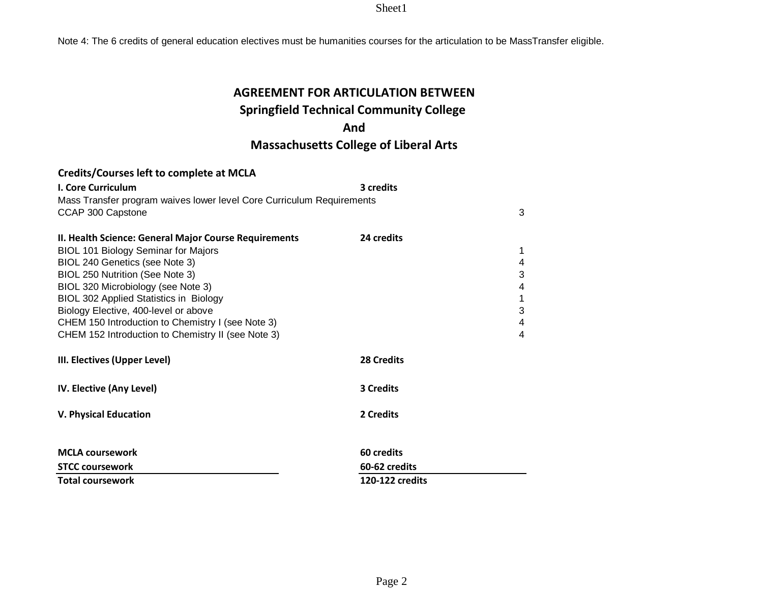Note 4: The 6 credits of general education electives must be humanities courses for the articulation to be MassTransfer eligible.

# AGREEMENT FOR ARTICULATION BETWEEN
## Springfield Technical Community College
## And
## Massachusetts College of Liberal Arts

### Credits/Courses left to complete at MCLA

| | | |
|---|---|---|
| **I. Core Curriculum** | **3 credits** | |
| Mass Transfer program waives lower level Core Curriculum Requirements | | |
| CCAP 300 Capstone | | 3 |
| | | |
| **II. Health Science: General Major Course Requirements** | **24 credits** | |
| BIOL 101 Biology Seminar for Majors | | 1 |
| BIOL 240 Genetics (see Note 3) | | 4 |
| BIOL 250 Nutrition (See Note 3) | | 3 |
| BIOL 320 Microbiology (see Note 3) | | 4 |
| BIOL 302 Applied Statistics in Biology | | 1 |
| Biology Elective, 400-level or above | | 3 |
| CHEM 150 Introduction to Chemistry I (see Note 3) | | 4 |
| CHEM 152 Introduction to Chemistry II (see Note 3) | | 4 |
| | | |
| **III. Electives (Upper Level)** | **28 Credits** | |
| | | |
| **IV. Elective (Any Level)** | **3 Credits** | |
| | | |
| **V. Physical Education** | **2 Credits** | |
| | | |
| **MCLA coursework** | **60 credits** | |
| **STCC coursework** | **60-62 credits** | |
| **Total coursework** | **120-122 credits** | |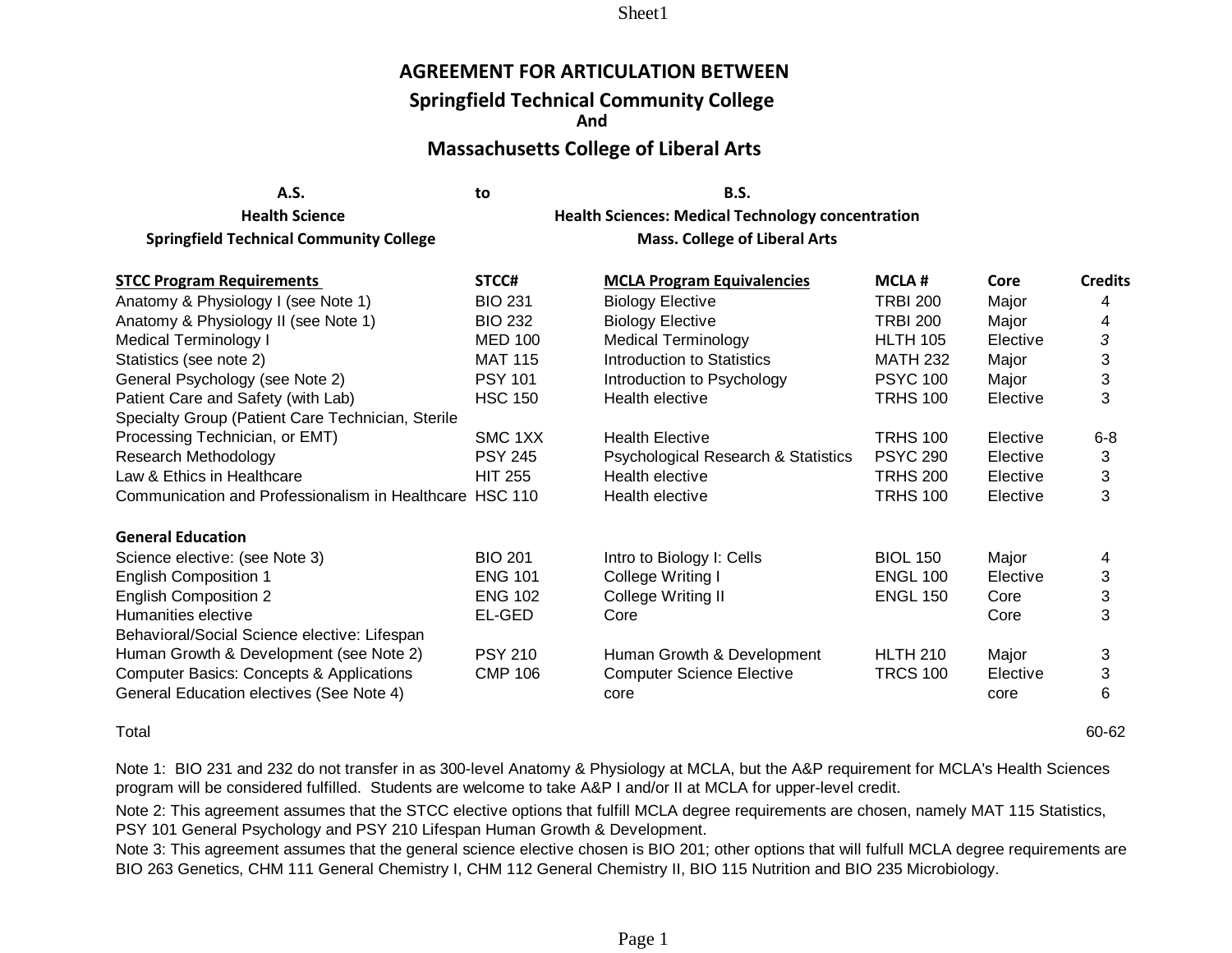# AGREEMENT FOR ARTICULATION BETWEEN

## Springfield Technical Community College

**And**

## Massachusetts College of Liberal Arts

| A.S. | to | B.S. |
|---|---|---|
| Health Science | | Health Sciences: Medical Technology concentration |
| Springfield Technical Community College | | Mass. College of Liberal Arts |

| STCC Program Requirements | STCC# | MCLA Program Equivalencies | MCLA # | Core | Credits |
|---|---|---|---|---|---|
| Anatomy & Physiology I (see Note 1) | BIO 231 | Biology Elective | TRBI 200 | Major | 4 |
| Anatomy & Physiology II (see Note 1) | BIO 232 | Biology Elective | TRBI 200 | Major | 4 |
| Medical Terminology I | MED 100 | Medical Terminology | HLTH 105 | Elective | *3* |
| Statistics (see note 2) | MAT 115 | Introduction to Statistics | MATH 232 | Major | 3 |
| General Psychology (see Note 2) | PSY 101 | Introduction to Psychology | PSYC 100 | Major | 3 |
| Patient Care and Safety (with Lab) | HSC 150 | Health elective | TRHS 100 | Elective | 3 |
| Specialty Group (Patient Care Technician, Sterile Processing Technician, or EMT) | SMC 1XX | Health Elective | TRHS 100 | Elective | 6-8 |
| Research Methodology | PSY 245 | Psychological Research & Statistics | PSYC 290 | Elective | 3 |
| Law & Ethics in Healthcare | HIT 255 | Health elective | TRHS 200 | Elective | 3 |
| Communication and Professionalism in Healthcare | HSC 110 | Health elective | TRHS 100 | Elective | 3 |
| **General Education** | | | | | |
| Science elective: (see Note 3) | BIO 201 | Intro to Biology I: Cells | BIOL 150 | Major | 4 |
| English Composition 1 | ENG 101 | College Writing I | ENGL 100 | Elective | 3 |
| English Composition 2 | ENG 102 | College Writing II | ENGL 150 | Core | 3 |
| Humanities elective | EL-GED | Core | | Core | 3 |
| Behavioral/Social Science elective: Lifespan Human Growth & Development (see Note 2) | PSY 210 | Human Growth & Development | HLTH 210 | Major | 3 |
| Computer Basics: Concepts & Applications | CMP 106 | Computer Science Elective | TRCS 100 | Elective | 3 |
| General Education electives (See Note 4) | | core | | core | 6 |
| Total | | | | | 60-62 |

Note 1: BIO 231 and 232 do not transfer in as 300-level Anatomy & Physiology at MCLA, but the A&P requirement for MCLA's Health Sciences program will be considered fulfilled. Students are welcome to take A&P I and/or II at MCLA for upper-level credit.

Note 2: This agreement assumes that the STCC elective options that fulfill MCLA degree requirements are chosen, namely MAT 115 Statistics, PSY 101 General Psychology and PSY 210 Lifespan Human Growth & Development.

Note 3: This agreement assumes that the general science elective chosen is BIO 201; other options that will fulfull MCLA degree requirements are BIO 263 Genetics, CHM 111 General Chemistry I, CHM 112 General Chemistry II, BIO 115 Nutrition and BIO 235 Microbiology.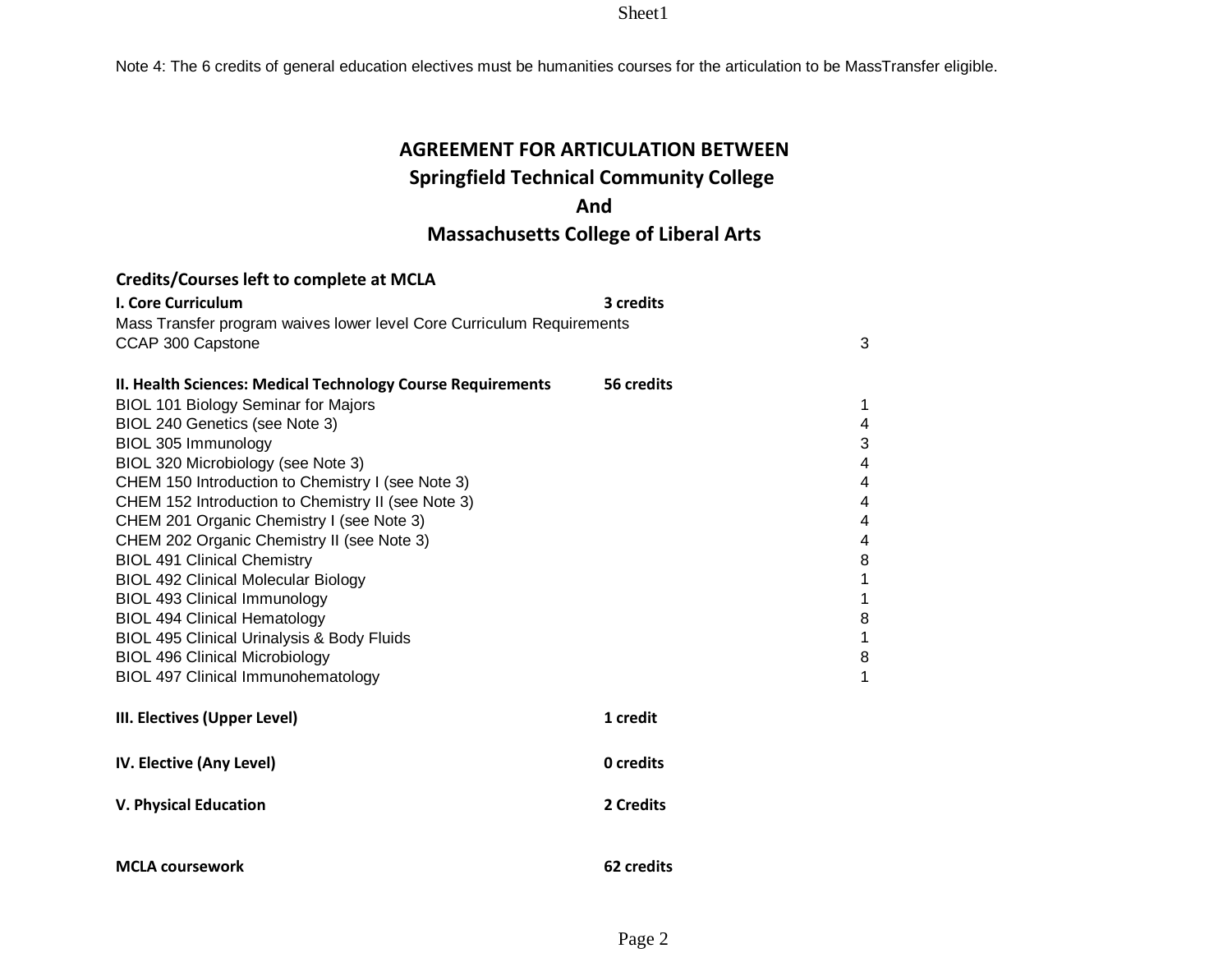Note 4: The 6 credits of general education electives must be humanities courses for the articulation to be MassTransfer eligible.

# AGREEMENT FOR ARTICULATION BETWEEN
# Springfield Technical Community College
# And
# Massachusetts College of Liberal Arts

## Credits/Courses left to complete at MCLA

| Course | Section Credits | Credits |
|---|---|---|
| **I. Core Curriculum** | **3 credits** | |
| Mass Transfer program waives lower level Core Curriculum Requirements | | |
| CCAP 300 Capstone | | 3 |
| | | |
| **II. Health Sciences: Medical Technology Course Requirements** | **56 credits** | |
| BIOL 101 Biology Seminar for Majors | | 1 |
| BIOL 240 Genetics (see Note 3) | | 4 |
| BIOL 305 Immunology | | 3 |
| BIOL 320 Microbiology (see Note 3) | | 4 |
| CHEM 150 Introduction to Chemistry I (see Note 3) | | 4 |
| CHEM 152 Introduction to Chemistry II (see Note 3) | | 4 |
| CHEM 201 Organic Chemistry I (see Note 3) | | 4 |
| CHEM 202 Organic Chemistry II (see Note 3) | | 4 |
| BIOL 491 Clinical Chemistry | | 8 |
| BIOL 492 Clinical Molecular Biology | | 1 |
| BIOL 493 Clinical Immunology | | 1 |
| BIOL 494 Clinical Hematology | | 8 |
| BIOL 495 Clinical Urinalysis & Body Fluids | | 1 |
| BIOL 496 Clinical Microbiology | | 8 |
| BIOL 497 Clinical Immunohematology | | 1 |
| | | |
| **III. Electives (Upper Level)** | **1 credit** | |
| | | |
| **IV. Elective (Any Level)** | **0 credits** | |
| | | |
| **V. Physical Education** | **2 Credits** | |
| | | |
| **MCLA coursework** | **62 credits** | |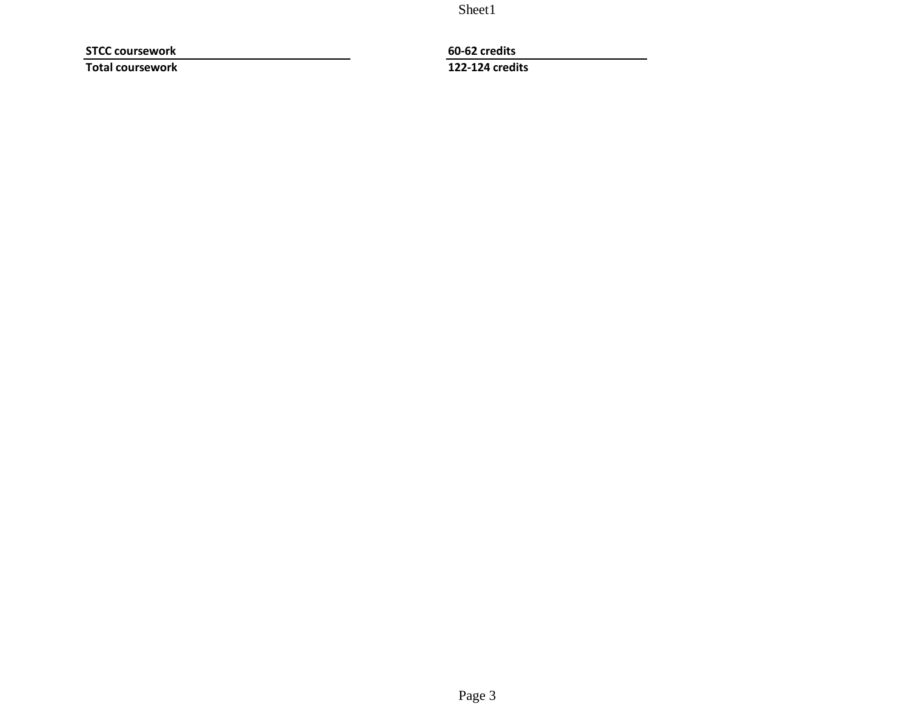| STCC coursework | 60-62 credits |
| --- | --- |
| Total coursework | 122-124 credits |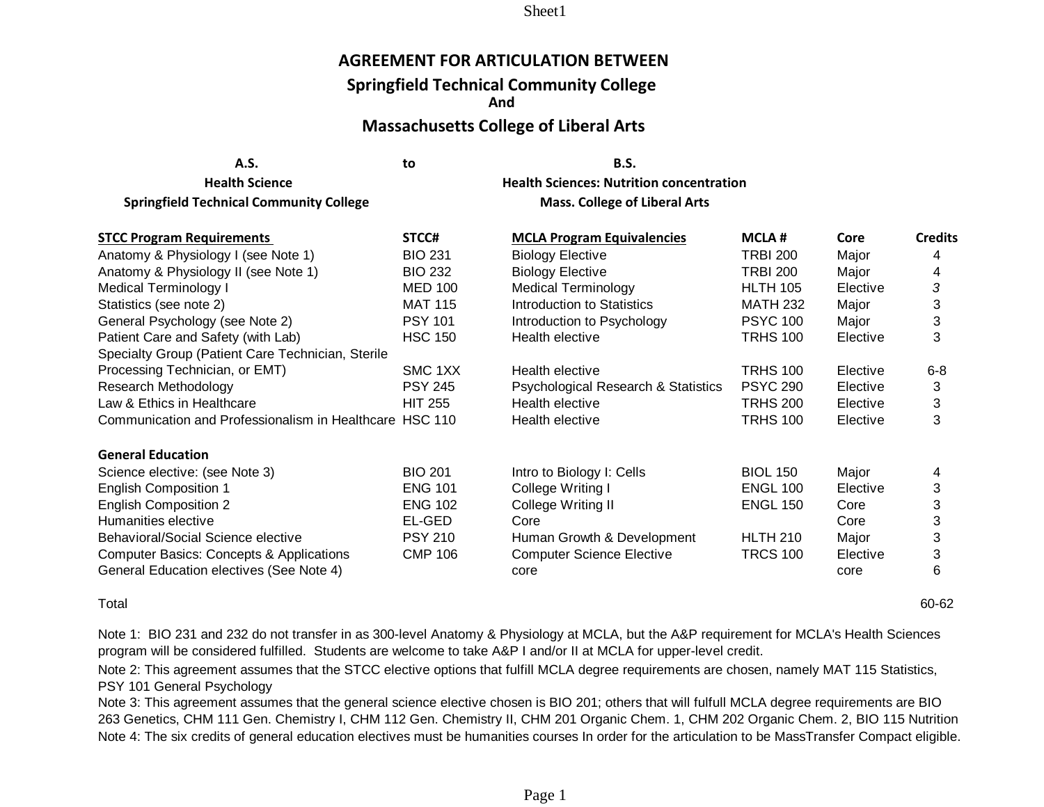# AGREEMENT FOR ARTICULATION BETWEEN

## Springfield Technical Community College
**And**
## Massachusetts College of Liberal Arts

| **A.S.** | **to** | **B.S.** |
|---|---|---|
| **Health Science** | | **Health Sciences: Nutrition concentration** |
| **Springfield Technical Community College** | | **Mass. College of Liberal Arts** |

| STCC Program Requirements | STCC# | MCLA Program Equivalencies | MCLA # | Core | Credits |
|---|---|---|---|---|---|
| Anatomy & Physiology I (see Note 1) | BIO 231 | Biology Elective | TRBI 200 | Major | 4 |
| Anatomy & Physiology II (see Note 1) | BIO 232 | Biology Elective | TRBI 200 | Major | 4 |
| Medical Terminology I | MED 100 | Medical Terminology | HLTH 105 | Elective | *3* |
| Statistics (see note 2) | MAT 115 | Introduction to Statistics | MATH 232 | Major | 3 |
| General Psychology (see Note 2) | PSY 101 | Introduction to Psychology | PSYC 100 | Major | 3 |
| Patient Care and Safety (with Lab) | HSC 150 | Health elective | TRHS 100 | Elective | 3 |
| Specialty Group (Patient Care Technician, Sterile Processing Technician, or EMT) | SMC 1XX | Health elective | TRHS 100 | Elective | 6-8 |
| Research Methodology | PSY 245 | Psychological Research & Statistics | PSYC 290 | Elective | 3 |
| Law & Ethics in Healthcare | HIT 255 | Health elective | TRHS 200 | Elective | 3 |
| Communication and Professionalism in Healthcare | HSC 110 | Health elective | TRHS 100 | Elective | 3 |
| **General Education** | | | | | |
| Science elective: (see Note 3) | BIO 201 | Intro to Biology I: Cells | BIOL 150 | Major | 4 |
| English Composition 1 | ENG 101 | College Writing I | ENGL 100 | Elective | 3 |
| English Composition 2 | ENG 102 | College Writing II | ENGL 150 | Core | 3 |
| Humanities elective | EL-GED | Core | | Core | 3 |
| Behavioral/Social Science elective | PSY 210 | Human Growth & Development | HLTH 210 | Major | 3 |
| Computer Basics: Concepts & Applications | CMP 106 | Computer Science Elective | TRCS 100 | Elective | 3 |
| General Education electives (See Note 4) | | core | | core | 6 |
| Total | | | | | 60-62 |

Note 1: BIO 231 and 232 do not transfer in as 300-level Anatomy & Physiology at MCLA, but the A&P requirement for MCLA's Health Sciences program will be considered fulfilled. Students are welcome to take A&P I and/or II at MCLA for upper-level credit.

Note 2: This agreement assumes that the STCC elective options that fulfill MCLA degree requirements are chosen, namely MAT 115 Statistics, PSY 101 General Psychology

Note 3: This agreement assumes that the general science elective chosen is BIO 201; others that will fulfull MCLA degree requirements are BIO 263 Genetics, CHM 111 Gen. Chemistry I, CHM 112 Gen. Chemistry II, CHM 201 Organic Chem. 1, CHM 202 Organic Chem. 2, BIO 115 Nutrition

Note 4: The six credits of general education electives must be humanities courses In order for the articulation to be MassTransfer Compact eligible.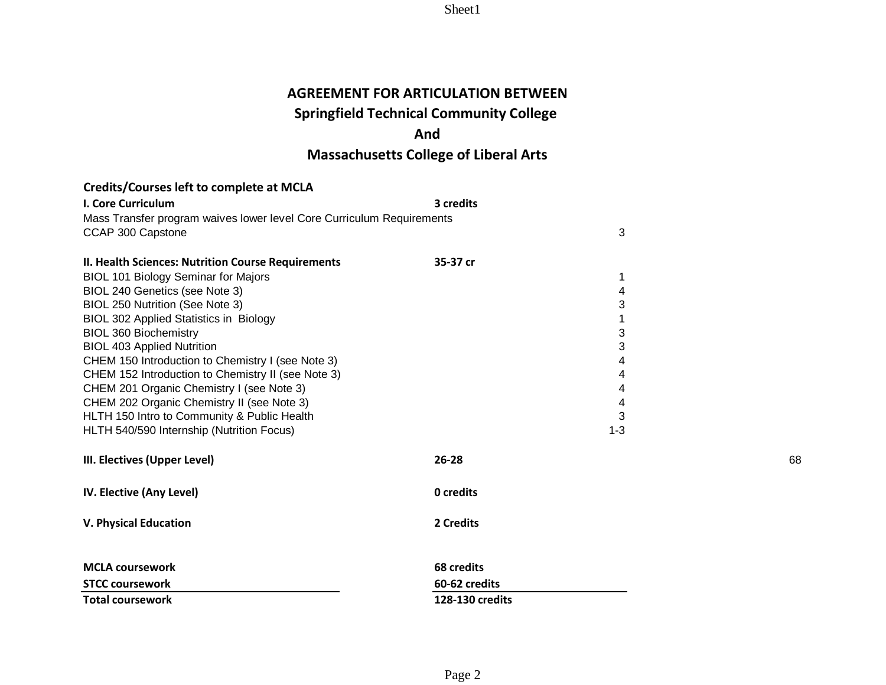# AGREEMENT FOR ARTICULATION BETWEEN
# Springfield Technical Community College
# And
# Massachusetts College of Liberal Arts

## Credits/Courses left to complete at MCLA

| | | | |
|---|---|---|---|
| **I. Core Curriculum** | **3 credits** | | |
| Mass Transfer program waives lower level Core Curriculum Requirements | | | |
| CCAP 300 Capstone | | 3 | |
| | | | |
| **II. Health Sciences: Nutrition Course Requirements** | **35-37 cr** | | |
| BIOL 101 Biology Seminar for Majors | | 1 | |
| BIOL 240 Genetics (see Note 3) | | 4 | |
| BIOL 250 Nutrition (See Note 3) | | 3 | |
| BIOL 302 Applied Statistics in Biology | | 1 | |
| BIOL 360 Biochemistry | | 3 | |
| BIOL 403 Applied Nutrition | | 3 | |
| CHEM 150 Introduction to Chemistry I (see Note 3) | | 4 | |
| CHEM 152 Introduction to Chemistry II (see Note 3) | | 4 | |
| CHEM 201 Organic Chemistry I (see Note 3) | | 4 | |
| CHEM 202 Organic Chemistry II (see Note 3) | | 4 | |
| HLTH 150 Intro to Community & Public Health | | 3 | |
| HLTH 540/590 Internship (Nutrition Focus) | | 1-3 | |
| | | | |
| **III. Electives (Upper Level)** | **26-28** | | 68 |
| | | | |
| **IV. Elective (Any Level)** | **0 credits** | | |
| | | | |
| **V. Physical Education** | **2 Credits** | | |
| | | | |
| **MCLA coursework** | **68 credits** | | |
| **STCC coursework** | **60-62 credits** | | |
| **Total coursework** | **128-130 credits** | | |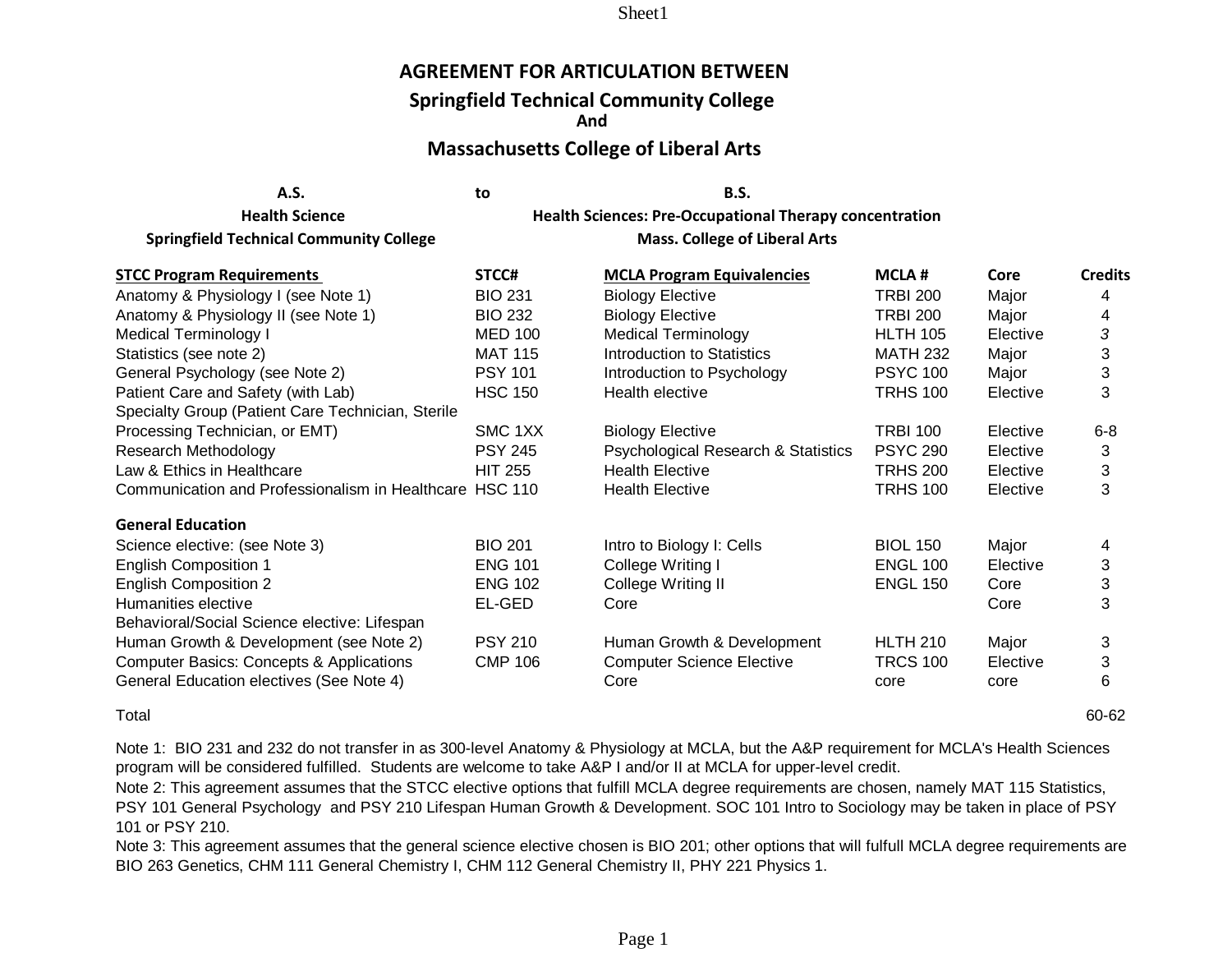# AGREEMENT FOR ARTICULATION BETWEEN

## Springfield Technical Community College
**And**
## Massachusetts College of Liberal Arts

| A.S. | to | B.S. |
|---|---|---|
| Health Science | | Health Sciences: Pre-Occupational Therapy concentration |
| Springfield Technical Community College | | Mass. College of Liberal Arts |

| STCC Program Requirements | STCC# | MCLA Program Equivalencies | MCLA # | Core | Credits |
|---|---|---|---|---|---|
| Anatomy & Physiology I (see Note 1) | BIO 231 | Biology Elective | TRBI 200 | Major | 4 |
| Anatomy & Physiology II (see Note 1) | BIO 232 | Biology Elective | TRBI 200 | Major | 4 |
| Medical Terminology I | MED 100 | Medical Terminology | HLTH 105 | Elective | *3* |
| Statistics (see note 2) | MAT 115 | Introduction to Statistics | MATH 232 | Major | 3 |
| General Psychology (see Note 2) | PSY 101 | Introduction to Psychology | PSYC 100 | Major | 3 |
| Patient Care and Safety (with Lab) | HSC 150 | Health elective | TRHS 100 | Elective | 3 |
| Specialty Group (Patient Care Technician, Sterile Processing Technician, or EMT) | SMC 1XX | Biology Elective | TRBI 100 | Elective | 6-8 |
| Research Methodology | PSY 245 | Psychological Research & Statistics | PSYC 290 | Elective | 3 |
| Law & Ethics in Healthcare | HIT 255 | Health Elective | TRHS 200 | Elective | 3 |
| Communication and Professionalism in Healthcare | HSC 110 | Health Elective | TRHS 100 | Elective | 3 |
| **General Education** | | | | | |
| Science elective: (see Note 3) | BIO 201 | Intro to Biology I: Cells | BIOL 150 | Major | 4 |
| English Composition 1 | ENG 101 | College Writing I | ENGL 100 | Elective | 3 |
| English Composition 2 | ENG 102 | College Writing II | ENGL 150 | Core | 3 |
| Humanities elective | EL-GED | Core | | Core | 3 |
| Behavioral/Social Science elective: Lifespan Human Growth & Development (see Note 2) | PSY 210 | Human Growth & Development | HLTH 210 | Major | 3 |
| Computer Basics: Concepts & Applications | CMP 106 | Computer Science Elective | TRCS 100 | Elective | 3 |
| General Education electives (See Note 4) | | Core | core | core | 6 |
| Total | | | | | 60-62 |

Note 1: BIO 231 and 232 do not transfer in as 300-level Anatomy & Physiology at MCLA, but the A&P requirement for MCLA's Health Sciences program will be considered fulfilled. Students are welcome to take A&P I and/or II at MCLA for upper-level credit.

Note 2: This agreement assumes that the STCC elective options that fulfill MCLA degree requirements are chosen, namely MAT 115 Statistics, PSY 101 General Psychology and PSY 210 Lifespan Human Growth & Development. SOC 101 Intro to Sociology may be taken in place of PSY 101 or PSY 210.

Note 3: This agreement assumes that the general science elective chosen is BIO 201; other options that will fulfull MCLA degree requirements are BIO 263 Genetics, CHM 111 General Chemistry I, CHM 112 General Chemistry II, PHY 221 Physics 1.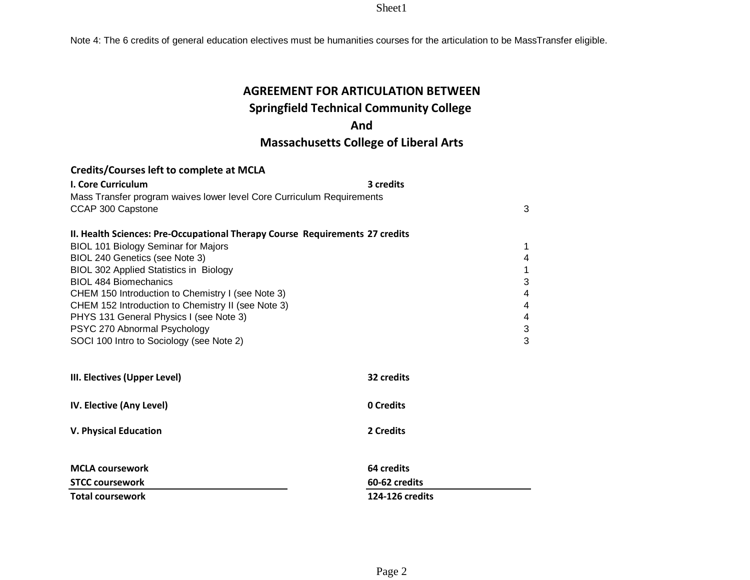Note 4: The 6 credits of general education electives must be humanities courses for the articulation to be MassTransfer eligible.

# AGREEMENT FOR ARTICULATION BETWEEN
## Springfield Technical Community College
## And
## Massachusetts College of Liberal Arts

### Credits/Courses left to complete at MCLA

| | | |
|---|---|---|
| **I. Core Curriculum** | **3 credits** | |
| Mass Transfer program waives lower level Core Curriculum Requirements | | |
| CCAP 300 Capstone | | 3 |
| | | |
| **II. Health Sciences: Pre-Occupational Therapy Course Requirements** | **27 credits** | |
| BIOL 101 Biology Seminar for Majors | | 1 |
| BIOL 240 Genetics (see Note 3) | | 4 |
| BIOL 302 Applied Statistics in Biology | | 1 |
| BIOL 484 Biomechanics | | 3 |
| CHEM 150 Introduction to Chemistry I (see Note 3) | | 4 |
| CHEM 152 Introduction to Chemistry II (see Note 3) | | 4 |
| PHYS 131 General Physics I (see Note 3) | | 4 |
| PSYC 270 Abnormal Psychology | | 3 |
| SOCI 100 Intro to Sociology (see Note 2) | | 3 |
| | | |
| **III. Electives (Upper Level)** | **32 credits** | |
| **IV. Elective (Any Level)** | **0 Credits** | |
| **V. Physical Education** | **2 Credits** | |
| | | |
| **MCLA coursework** | **64 credits** | |
| **STCC coursework** | **60-62 credits** | |
| **Total coursework** | **124-126 credits** | |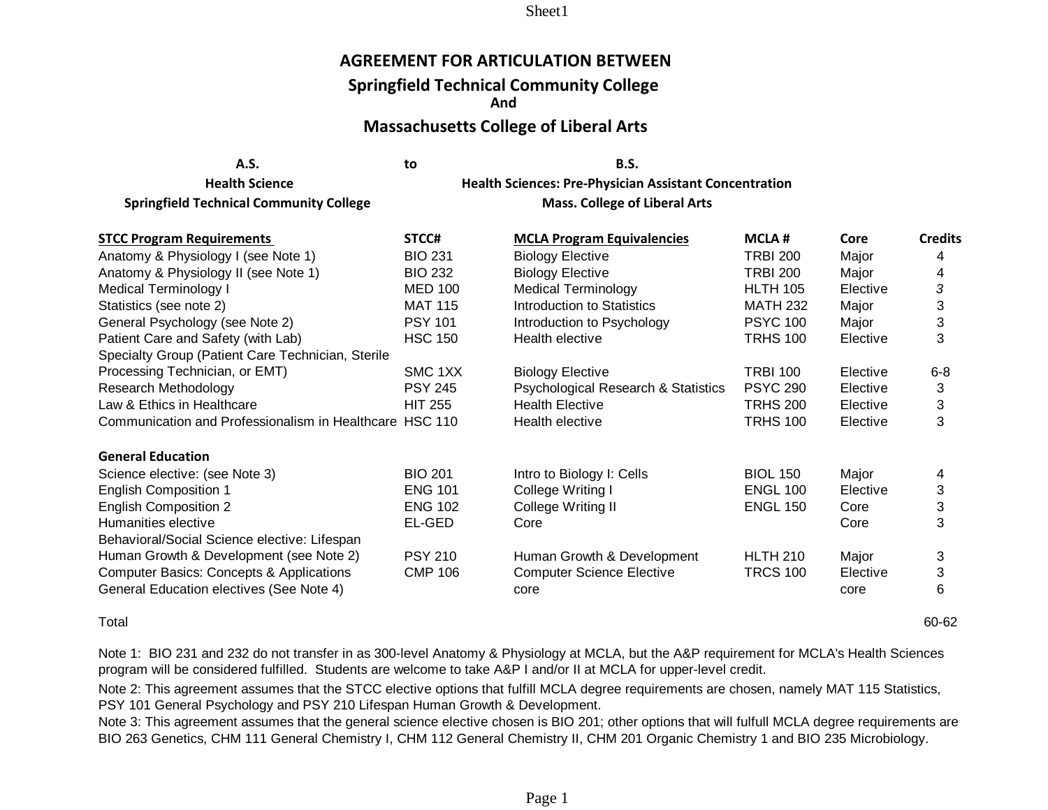# AGREEMENT FOR ARTICULATION BETWEEN

## Springfield Technical Community College

**And**

## Massachusetts College of Liberal Arts

| A.S. | to | B.S. |
|---|---|---|
| Health Science | | Health Sciences: Pre-Physician Assistant Concentration |
| Springfield Technical Community College | | Mass. College of Liberal Arts |

| STCC Program Requirements | STCC# | MCLA Program Equivalencies | MCLA # | Core | Credits |
|---|---|---|---|---|---|
| Anatomy & Physiology I (see Note 1) | BIO 231 | Biology Elective | TRBI 200 | Major | 4 |
| Anatomy & Physiology II (see Note 1) | BIO 232 | Biology Elective | TRBI 200 | Major | 4 |
| Medical Terminology I | MED 100 | Medical Terminology | HLTH 105 | Elective | *3* |
| Statistics (see note 2) | MAT 115 | Introduction to Statistics | MATH 232 | Major | 3 |
| General Psychology (see Note 2) | PSY 101 | Introduction to Psychology | PSYC 100 | Major | 3 |
| Patient Care and Safety (with Lab) | HSC 150 | Health elective | TRHS 100 | Elective | 3 |
| Specialty Group (Patient Care Technician, Sterile Processing Technician, or EMT) | SMC 1XX | Biology Elective | TRBI 100 | Elective | 6-8 |
| Research Methodology | PSY 245 | Psychological Research & Statistics | PSYC 290 | Elective | 3 |
| Law & Ethics in Healthcare | HIT 255 | Health Elective | TRHS 200 | Elective | 3 |
| Communication and Professionalism in Healthcare | HSC 110 | Health elective | TRHS 100 | Elective | 3 |
| **General Education** | | | | | |
| Science elective: (see Note 3) | BIO 201 | Intro to Biology I: Cells | BIOL 150 | Major | 4 |
| English Composition 1 | ENG 101 | College Writing I | ENGL 100 | Elective | 3 |
| English Composition 2 | ENG 102 | College Writing II | ENGL 150 | Core | 3 |
| Humanities elective | EL-GED | Core | | Core | 3 |
| Behavioral/Social Science elective: Lifespan Human Growth & Development (see Note 2) | PSY 210 | Human Growth & Development | HLTH 210 | Major | 3 |
| Computer Basics: Concepts & Applications | CMP 106 | Computer Science Elective | TRCS 100 | Elective | 3 |
| General Education electives (See Note 4) | | core | | core | 6 |
| Total | | | | | 60-62 |

Note 1: BIO 231 and 232 do not transfer in as 300-level Anatomy & Physiology at MCLA, but the A&P requirement for MCLA's Health Sciences program will be considered fulfilled. Students are welcome to take A&P I and/or II at MCLA for upper-level credit.

Note 2: This agreement assumes that the STCC elective options that fulfill MCLA degree requirements are chosen, namely MAT 115 Statistics, PSY 101 General Psychology and PSY 210 Lifespan Human Growth & Development.

Note 3: This agreement assumes that the general science elective chosen is BIO 201; other options that will fulfull MCLA degree requirements are BIO 263 Genetics, CHM 111 General Chemistry I, CHM 112 General Chemistry II, CHM 201 Organic Chemistry 1 and BIO 235 Microbiology.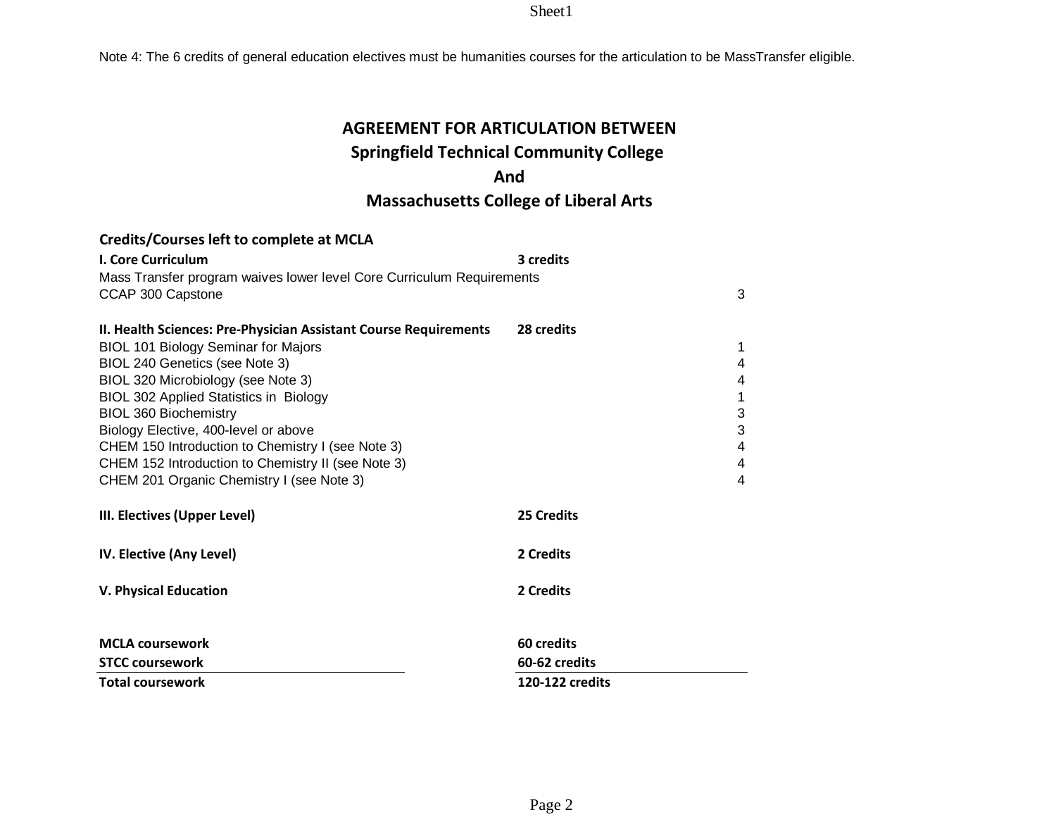Note 4: The 6 credits of general education electives must be humanities courses for the articulation to be MassTransfer eligible.

# AGREEMENT FOR ARTICULATION BETWEEN
## Springfield Technical Community College
## And
## Massachusetts College of Liberal Arts

**Credits/Courses left to complete at MCLA**

| | | |
|---|---|---|
| **I. Core Curriculum** | **3 credits** | |
| Mass Transfer program waives lower level Core Curriculum Requirements | | |
| CCAP 300 Capstone | | 3 |
| | | |
| **II. Health Sciences: Pre-Physician Assistant Course Requirements** | **28 credits** | |
| BIOL 101 Biology Seminar for Majors | | 1 |
| BIOL 240 Genetics (see Note 3) | | 4 |
| BIOL 320 Microbiology (see Note 3) | | 4 |
| BIOL 302 Applied Statistics in Biology | | 1 |
| BIOL 360 Biochemistry | | 3 |
| Biology Elective, 400-level or above | | 3 |
| CHEM 150 Introduction to Chemistry I (see Note 3) | | 4 |
| CHEM 152 Introduction to Chemistry II (see Note 3) | | 4 |
| CHEM 201 Organic Chemistry I (see Note 3) | | 4 |
| | | |
| **III. Electives (Upper Level)** | **25 Credits** | |
| | | |
| **IV. Elective (Any Level)** | **2 Credits** | |
| | | |
| **V. Physical Education** | **2 Credits** | |
| | | |
| **MCLA coursework** | **60 credits** | |
| **STCC coursework** | **60-62 credits** | |
| **Total coursework** | **120-122 credits** | |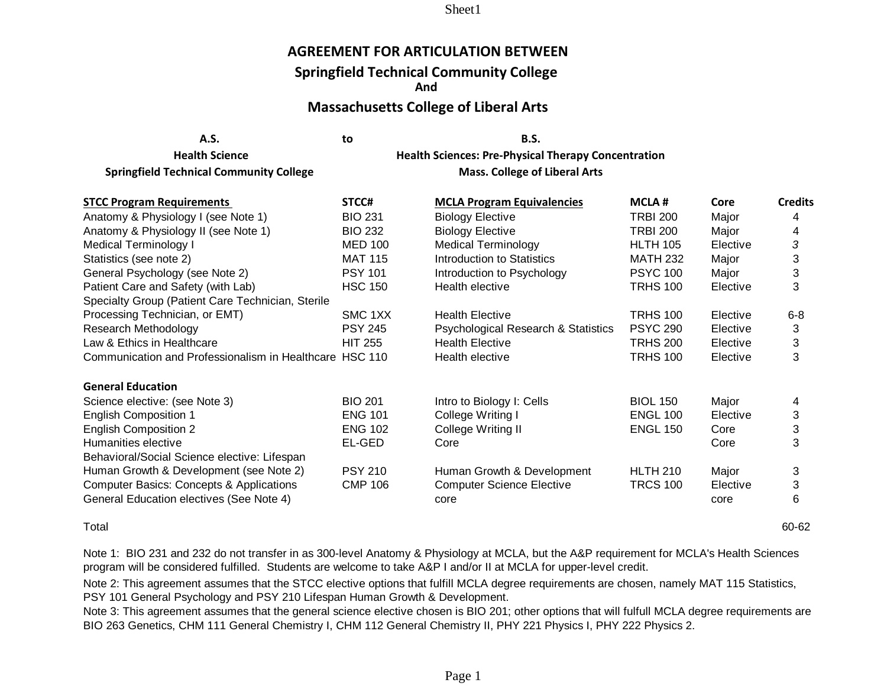# AGREEMENT FOR ARTICULATION BETWEEN

## Springfield Technical Community College

**And**

## Massachusetts College of Liberal Arts

| A.S. | to | B.S. |
|---|---|---|
| Health Science | | Health Sciences: Pre-Physical Therapy Concentration |
| Springfield Technical Community College | | Mass. College of Liberal Arts |

| STCC Program Requirements | STCC# | MCLA Program Equivalencies | MCLA # | Core | Credits |
|---|---|---|---|---|---|
| Anatomy & Physiology I (see Note 1) | BIO 231 | Biology Elective | TRBI 200 | Major | 4 |
| Anatomy & Physiology II (see Note 1) | BIO 232 | Biology Elective | TRBI 200 | Major | 4 |
| Medical Terminology I | MED 100 | Medical Terminology | HLTH 105 | Elective | *3* |
| Statistics (see note 2) | MAT 115 | Introduction to Statistics | MATH 232 | Major | 3 |
| General Psychology (see Note 2) | PSY 101 | Introduction to Psychology | PSYC 100 | Major | 3 |
| Patient Care and Safety (with Lab) | HSC 150 | Health elective | TRHS 100 | Elective | 3 |
| Specialty Group (Patient Care Technician, Sterile Processing Technician, or EMT) | SMC 1XX | Health Elective | TRHS 100 | Elective | 6-8 |
| Research Methodology | PSY 245 | Psychological Research & Statistics | PSYC 290 | Elective | 3 |
| Law & Ethics in Healthcare | HIT 255 | Health Elective | TRHS 200 | Elective | 3 |
| Communication and Professionalism in Healthcare | HSC 110 | Health elective | TRHS 100 | Elective | 3 |
| **General Education** | | | | | |
| Science elective: (see Note 3) | BIO 201 | Intro to Biology I: Cells | BIOL 150 | Major | 4 |
| English Composition 1 | ENG 101 | College Writing I | ENGL 100 | Elective | 3 |
| English Composition 2 | ENG 102 | College Writing II | ENGL 150 | Core | 3 |
| Humanities elective | EL-GED | Core | | Core | 3 |
| Behavioral/Social Science elective: Lifespan Human Growth & Development (see Note 2) | PSY 210 | Human Growth & Development | HLTH 210 | Major | 3 |
| Computer Basics: Concepts & Applications | CMP 106 | Computer Science Elective | TRCS 100 | Elective | 3 |
| General Education electives (See Note 4) | | core | | core | 6 |
| Total | | | | | 60-62 |

Note 1: BIO 231 and 232 do not transfer in as 300-level Anatomy & Physiology at MCLA, but the A&P requirement for MCLA's Health Sciences program will be considered fulfilled. Students are welcome to take A&P I and/or II at MCLA for upper-level credit.

Note 2: This agreement assumes that the STCC elective options that fulfill MCLA degree requirements are chosen, namely MAT 115 Statistics, PSY 101 General Psychology and PSY 210 Lifespan Human Growth & Development.

Note 3: This agreement assumes that the general science elective chosen is BIO 201; other options that will fulfull MCLA degree requirements are BIO 263 Genetics, CHM 111 General Chemistry I, CHM 112 General Chemistry II, PHY 221 Physics I, PHY 222 Physics 2.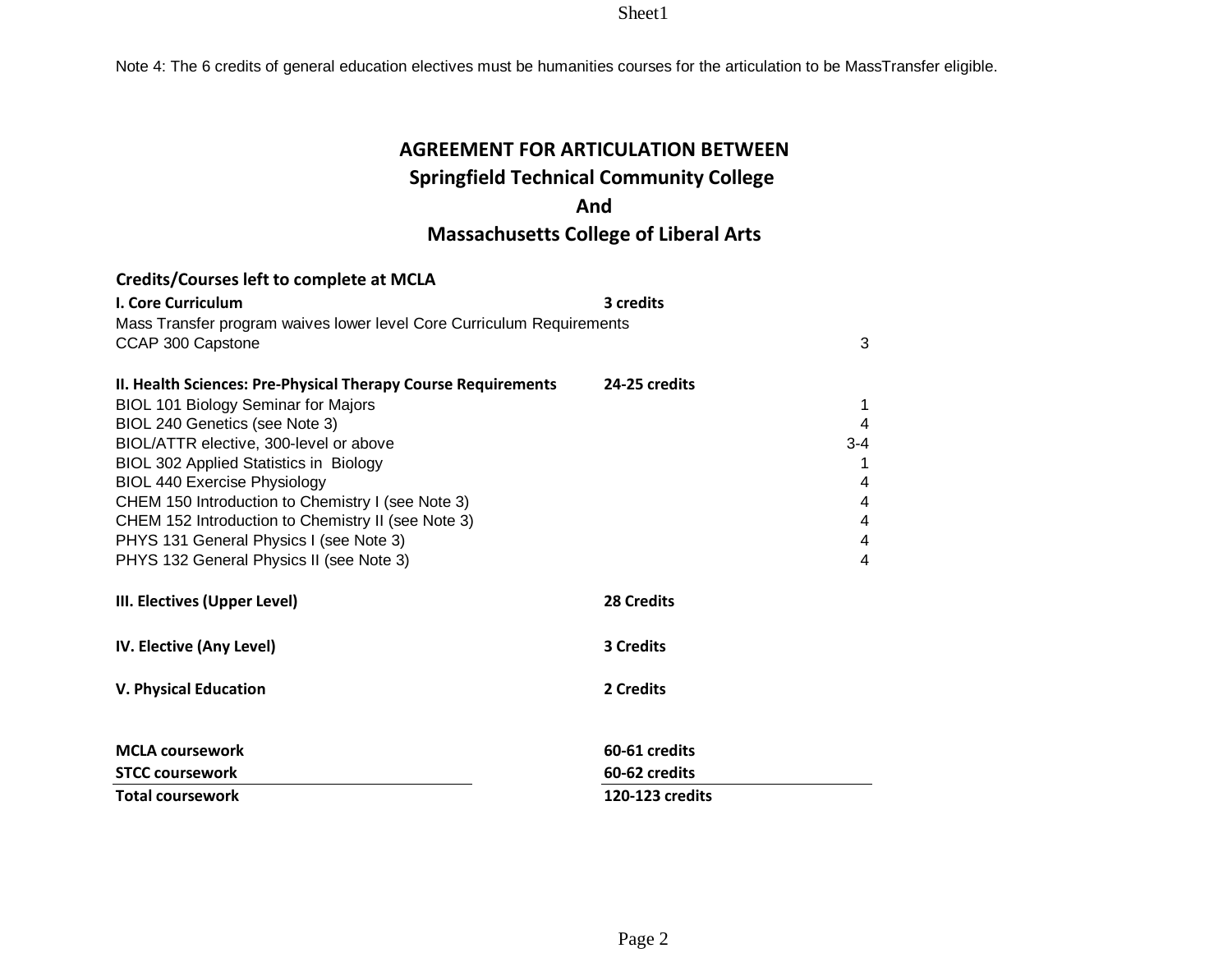Note 4: The 6 credits of general education electives must be humanities courses for the articulation to be MassTransfer eligible.

## AGREEMENT FOR ARTICULATION BETWEEN
## Springfield Technical Community College
## And
## Massachusetts College of Liberal Arts

### Credits/Courses left to complete at MCLA

| | | |
|---|---|---|
| **I. Core Curriculum** | **3 credits** | |
| Mass Transfer program waives lower level Core Curriculum Requirements | | |
| CCAP 300 Capstone | | 3 |
| | | |
| **II. Health Sciences: Pre-Physical Therapy Course Requirements** | **24-25 credits** | |
| BIOL 101 Biology Seminar for Majors | | 1 |
| BIOL 240 Genetics (see Note 3) | | 4 |
| BIOL/ATTR elective, 300-level or above | | 3-4 |
| BIOL 302 Applied Statistics in Biology | | 1 |
| BIOL 440 Exercise Physiology | | 4 |
| CHEM 150 Introduction to Chemistry I (see Note 3) | | 4 |
| CHEM 152 Introduction to Chemistry II (see Note 3) | | 4 |
| PHYS 131 General Physics I (see Note 3) | | 4 |
| PHYS 132 General Physics II (see Note 3) | | 4 |
| | | |
| **III. Electives (Upper Level)** | **28 Credits** | |
| | | |
| **IV. Elective (Any Level)** | **3 Credits** | |
| | | |
| **V. Physical Education** | **2 Credits** | |
| | | |
| **MCLA coursework** | **60-61 credits** | |
| **STCC coursework** | **60-62 credits** | |
| **Total coursework** | **120-123 credits** | |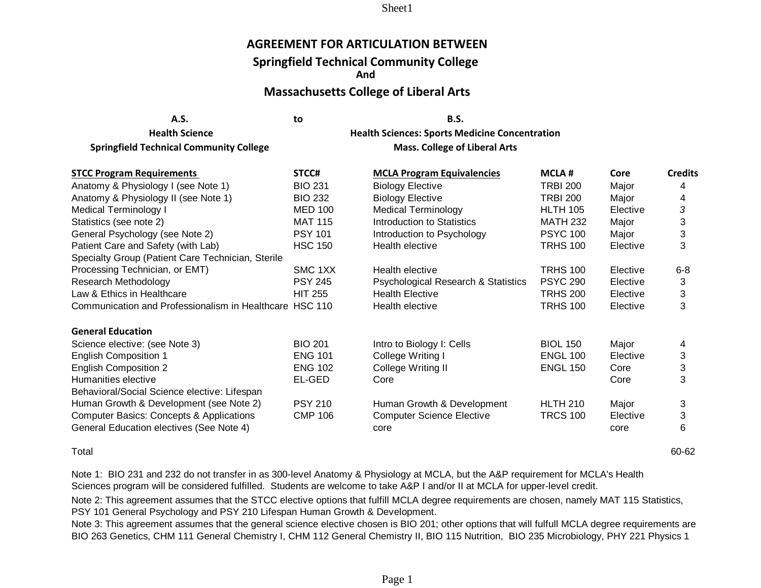# AGREEMENT FOR ARTICULATION BETWEEN

## Springfield Technical Community College
**And**
## Massachusetts College of Liberal Arts

| A.S. | to | B.S. |
|---|---|---|
| Health Science | | Health Sciences: Sports Medicine Concentration |
| Springfield Technical Community College | | Mass. College of Liberal Arts |

| STCC Program Requirements | STCC# | MCLA Program Equivalencies | MCLA # | Core | Credits |
|---|---|---|---|---|---|
| Anatomy & Physiology I (see Note 1) | BIO 231 | Biology Elective | TRBI 200 | Major | 4 |
| Anatomy & Physiology II (see Note 1) | BIO 232 | Biology Elective | TRBI 200 | Major | 4 |
| Medical Terminology I | MED 100 | Medical Terminology | HLTH 105 | Elective | *3* |
| Statistics (see note 2) | MAT 115 | Introduction to Statistics | MATH 232 | Major | 3 |
| General Psychology (see Note 2) | PSY 101 | Introduction to Psychology | PSYC 100 | Major | 3 |
| Patient Care and Safety (with Lab) | HSC 150 | Health elective | TRHS 100 | Elective | 3 |
| Specialty Group (Patient Care Technician, Sterile Processing Technician, or EMT) | SMC 1XX | Health elective | TRHS 100 | Elective | 6-8 |
| Research Methodology | PSY 245 | Psychological Research & Statistics | PSYC 290 | Elective | 3 |
| Law & Ethics in Healthcare | HIT 255 | Health Elective | TRHS 200 | Elective | 3 |
| Communication and Professionalism in Healthcare | HSC 110 | Health elective | TRHS 100 | Elective | 3 |
| **General Education** | | | | | |
| Science elective: (see Note 3) | BIO 201 | Intro to Biology I: Cells | BIOL 150 | Major | 4 |
| English Composition 1 | ENG 101 | College Writing I | ENGL 100 | Elective | 3 |
| English Composition 2 | ENG 102 | College Writing II | ENGL 150 | Core | 3 |
| Humanities elective | EL-GED | Core | | Core | 3 |
| Behavioral/Social Science elective: Lifespan Human Growth & Development (see Note 2) | PSY 210 | Human Growth & Development | HLTH 210 | Major | 3 |
| Computer Basics: Concepts & Applications | CMP 106 | Computer Science Elective | TRCS 100 | Elective | 3 |
| General Education electives (See Note 4) | | core | | core | 6 |
| Total | | | | | 60-62 |

Note 1: BIO 231 and 232 do not transfer in as 300-level Anatomy & Physiology at MCLA, but the A&P requirement for MCLA's Health Sciences program will be considered fulfilled. Students are welcome to take A&P I and/or II at MCLA for upper-level credit.

Note 2: This agreement assumes that the STCC elective options that fulfill MCLA degree requirements are chosen, namely MAT 115 Statistics, PSY 101 General Psychology and PSY 210 Lifespan Human Growth & Development.

Note 3: This agreement assumes that the general science elective chosen is BIO 201; other options that will fulfull MCLA degree requirements are BIO 263 Genetics, CHM 111 General Chemistry I, CHM 112 General Chemistry II, BIO 115 Nutrition, BIO 235 Microbiology, PHY 221 Physics 1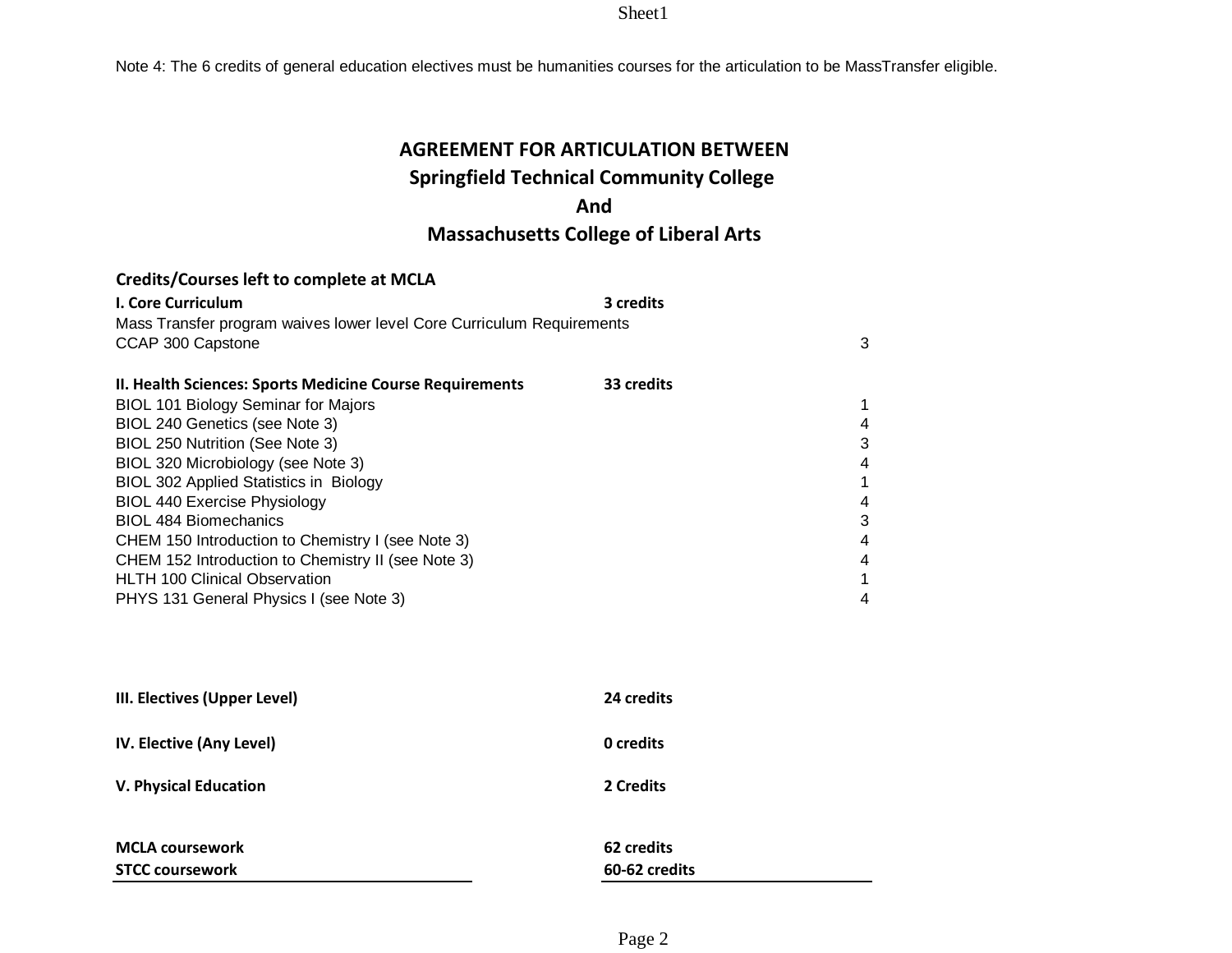Note 4: The 6 credits of general education electives must be humanities courses for the articulation to be MassTransfer eligible.

# AGREEMENT FOR ARTICULATION BETWEEN
## Springfield Technical Community College
## And
## Massachusetts College of Liberal Arts

**Credits/Courses left to complete at MCLA**

| | | |
|---|---|---|
| **I. Core Curriculum** | **3 credits** | |
| Mass Transfer program waives lower level Core Curriculum Requirements | | |
| CCAP 300 Capstone | | 3 |
| | | |
| **II. Health Sciences: Sports Medicine Course Requirements** | **33 credits** | |
| BIOL 101 Biology Seminar for Majors | | 1 |
| BIOL 240 Genetics (see Note 3) | | 4 |
| BIOL 250 Nutrition (See Note 3) | | 3 |
| BIOL 320 Microbiology (see Note 3) | | 4 |
| BIOL 302 Applied Statistics in Biology | | 1 |
| BIOL 440 Exercise Physiology | | 4 |
| BIOL 484 Biomechanics | | 3 |
| CHEM 150 Introduction to Chemistry I (see Note 3) | | 4 |
| CHEM 152 Introduction to Chemistry II (see Note 3) | | 4 |
| HLTH 100 Clinical Observation | | 1 |
| PHYS 131 General Physics I (see Note 3) | | 4 |
| | | |
| **III. Electives (Upper Level)** | **24 credits** | |
| **IV. Elective (Any Level)** | **0 credits** | |
| **V. Physical Education** | **2 Credits** | |
| | | |
| **MCLA coursework** | **62 credits** | |
| **STCC coursework** | **60-62 credits** | |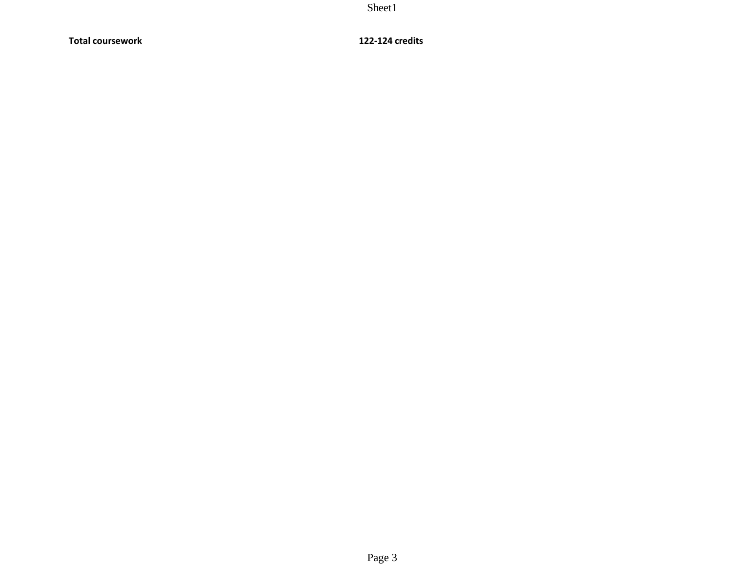| | |
|---|---|
| **Total coursework** | **122-124 credits** |